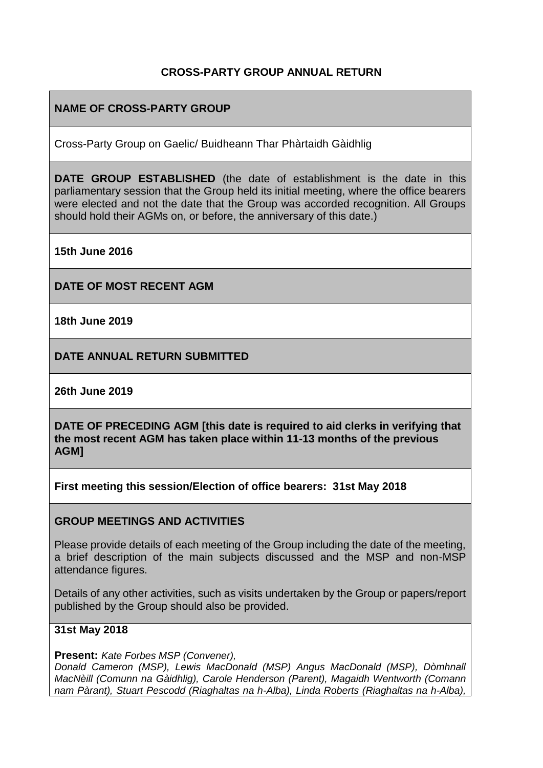**CROSS-PARTY GROUP ANNUAL RETURN**

**NAME OF CROSS-PARTY GROUP**

Cross-Party Group on Gaelic/ Buidheann Thar Phàrtaidh Gàidhlig

**DATE GROUP ESTABLISHED** (the date of establishment is the date in this parliamentary session that the Group held its initial meeting, where the office bearers were elected and not the date that the Group was accorded recognition. All Groups should hold their AGMs on, or before, the anniversary of this date.)

**15th June 2016**

**DATE OF MOST RECENT AGM**

**18th June 2019**

**DATE ANNUAL RETURN SUBMITTED**

**26th June 2019**

**DATE OF PRECEDING AGM [this date is required to aid clerks in verifying that the most recent AGM has taken place within 11-13 months of the previous AGM]**

**First meeting this session/Election of office bearers: 31st May 2018**

**GROUP MEETINGS AND ACTIVITIES**

Please provide details of each meeting of the Group including the date of the meeting, a brief description of the main subjects discussed and the MSP and non-MSP attendance figures.

Details of any other activities, such as visits undertaken by the Group or papers/report published by the Group should also be provided.

**31st May 2018**

**Present:** *Kate Forbes MSP (Convener), Donald Cameron (MSP), Lewis MacDonald (MSP) Angus MacDonald (MSP), Dòmhnall MacNèill (Comunn na Gàidhlig), Carole Henderson (Parent), Magaidh Wentworth (Comann nam Pàrant), Stuart Pescodd (Riaghaltas na h-Alba), Linda Roberts (Riaghaltas na h-Alba),*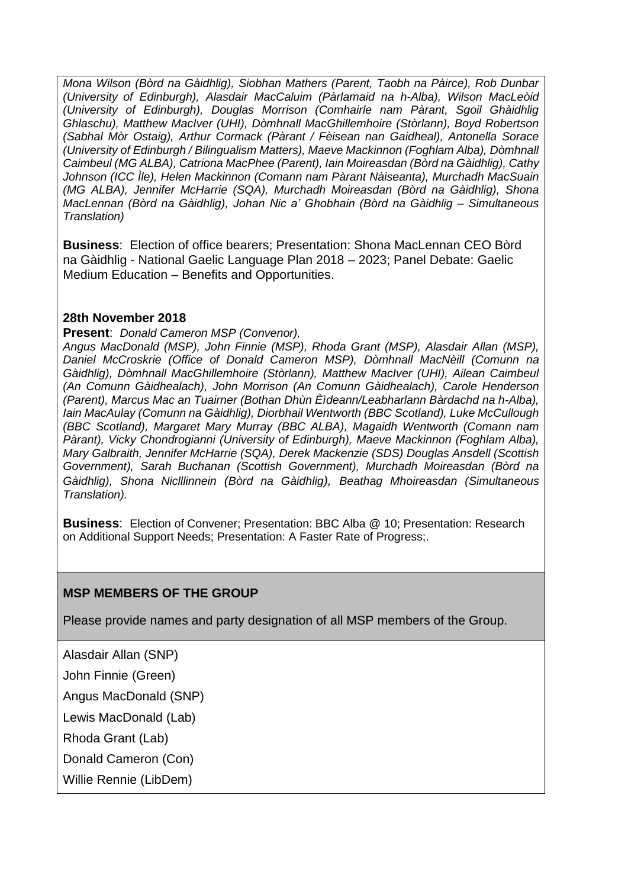*Mona Wilson (Bòrd na Gàidhlig), Siobhan Mathers (Parent, Taobh na Pàirce), Rob Dunbar (University of Edinburgh), Alasdair MacCaluim (Pàrlamaid na h-Alba), Wilson MacLeòid (University of Edinburgh), Douglas Morrison (Comhairle nam Pàrant, Sgoil Ghàidhlig Ghlaschu), Matthew MacIver (UHI), Dòmhnall MacGhillemhoire (Stòrlann), Boyd Robertson (Sabhal Mòr Ostaig), Arthur Cormack (Pàrant / Fèisean nan Gaidheal), Antonella Sorace (University of Edinburgh / Bilingualism Matters), Maeve Mackinnon (Foghlam Alba), Dòmhnall Caimbeul (MG ALBA), Catriona MacPhee (Parent), Iain Moireasdan (Bòrd na Gàidhlig), Cathy Johnson (ICC Ìle), Helen Mackinnon (Comann nam Pàrant Nàiseanta), Murchadh MacSuain (MG ALBA), Jennifer McHarrie (SQA), Murchadh Moireasdan (Bòrd na Gàidhlig), Shona MacLennan (Bòrd na Gàidhlig), Johan Nic a' Ghobhain (Bòrd na Gàidhlig – Simultaneous Translation)*

**Business**: Election of office bearers; Presentation: Shona MacLennan CEO Bòrd na Gàidhlig - National Gaelic Language Plan 2018 – 2023; Panel Debate: Gaelic Medium Education – Benefits and Opportunities.

**28th November 2018**

**Present**: *Donald Cameron MSP (Convenor),*
*Angus MacDonald (MSP), John Finnie (MSP), Rhoda Grant (MSP), Alasdair Allan (MSP), Daniel McCroskrie (Office of Donald Cameron MSP), Dòmhnall MacNèill (Comunn na Gàidhlig), Dòmhnall MacGhillemhoire (Stòrlann), Matthew MacIver (UHI), Ailean Caimbeul (An Comunn Gàidhealach), John Morrison (An Comunn Gàidhealach), Carole Henderson (Parent), Marcus Mac an Tuairner (Bothan Dhùn Èideann/Leabharlann Bàrdachd na h-Alba), Iain MacAulay (Comunn na Gàidhlig), Diorbhail Wentworth (BBC Scotland), Luke McCullough (BBC Scotland), Margaret Mary Murray (BBC ALBA), Magaidh Wentworth (Comann nam Pàrant), Vicky Chondrogianni (University of Edinburgh), Maeve Mackinnon (Foghlam Alba), Mary Galbraith, Jennifer McHarrie (SQA), Derek Mackenzie (SDS) Douglas Ansdell (Scottish Government), Sarah Buchanan (Scottish Government), Murchadh Moireasdan (Bòrd na Gàidhlig), Shona Nicllinnein (Bòrd na Gàidhlig), Beathag Mhoireasdan (Simultaneous Translation).*

**Business**: Election of Convener; Presentation: BBC Alba @ 10; Presentation: Research on Additional Support Needs; Presentation: A Faster Rate of Progress;.

**MSP MEMBERS OF THE GROUP**

Please provide names and party designation of all MSP members of the Group.

Alasdair Allan (SNP)

John Finnie (Green)

Angus MacDonald (SNP)

Lewis MacDonald (Lab)

Rhoda Grant (Lab)

Donald Cameron (Con)

Willie Rennie (LibDem)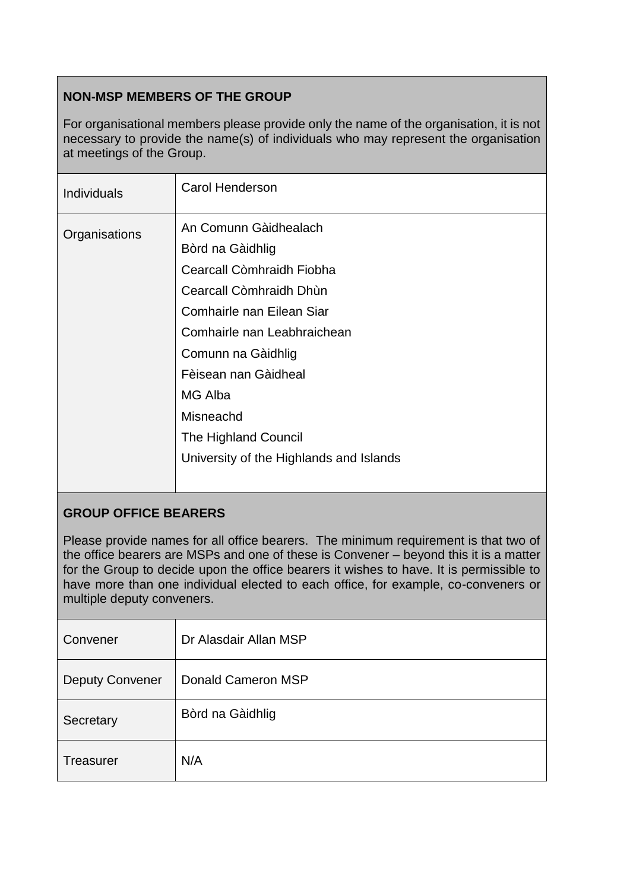## NON-MSP MEMBERS OF THE GROUP

For organisational members please provide only the name of the organisation, it is not necessary to provide the name(s) of individuals who may represent the organisation at meetings of the Group.

| | |
|---|---|
| Individuals | Carol Henderson |
| Organisations | An Comunn Gàidhealach<br>Bòrd na Gàidhlig<br>Cearcall Còmhraidh Fiobha<br>Cearcall Còmhraidh Dhùn<br>Comhairle nan Eilean Siar<br>Comhairle nan Leabhraichean<br>Comunn na Gàidhlig<br>Fèisean nan Gàidheal<br>MG Alba<br>Misneachd<br>The Highland Council<br>University of the Highlands and Islands |

## GROUP OFFICE BEARERS

Please provide names for all office bearers. The minimum requirement is that two of the office bearers are MSPs and one of these is Convener – beyond this it is a matter for the Group to decide upon the office bearers it wishes to have. It is permissible to have more than one individual elected to each office, for example, co-conveners or multiple deputy conveners.

| | |
|---|---|
| Convener | Dr Alasdair Allan MSP |
| Deputy Convener | Donald Cameron MSP |
| Secretary | Bòrd na Gàidhlig |
| Treasurer | N/A |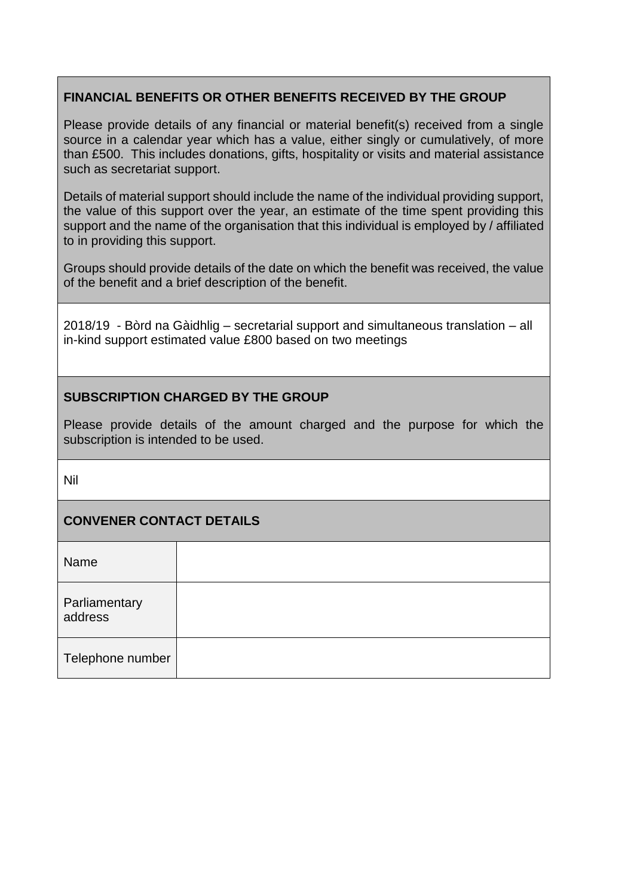## FINANCIAL BENEFITS OR OTHER BENEFITS RECEIVED BY THE GROUP

Please provide details of any financial or material benefit(s) received from a single source in a calendar year which has a value, either singly or cumulatively, of more than £500. This includes donations, gifts, hospitality or visits and material assistance such as secretariat support.

Details of material support should include the name of the individual providing support, the value of this support over the year, an estimate of the time spent providing this support and the name of the organisation that this individual is employed by / affiliated to in providing this support.

Groups should provide details of the date on which the benefit was received, the value of the benefit and a brief description of the benefit.

2018/19 - Bòrd na Gàidhlig – secretarial support and simultaneous translation – all in-kind support estimated value £800 based on two meetings

## SUBSCRIPTION CHARGED BY THE GROUP

Please provide details of the amount charged and the purpose for which the subscription is intended to be used.

Nil

## CONVENER CONTACT DETAILS

| | |
|---|---|
| Name | |
| Parliamentary address | |
| Telephone number | |